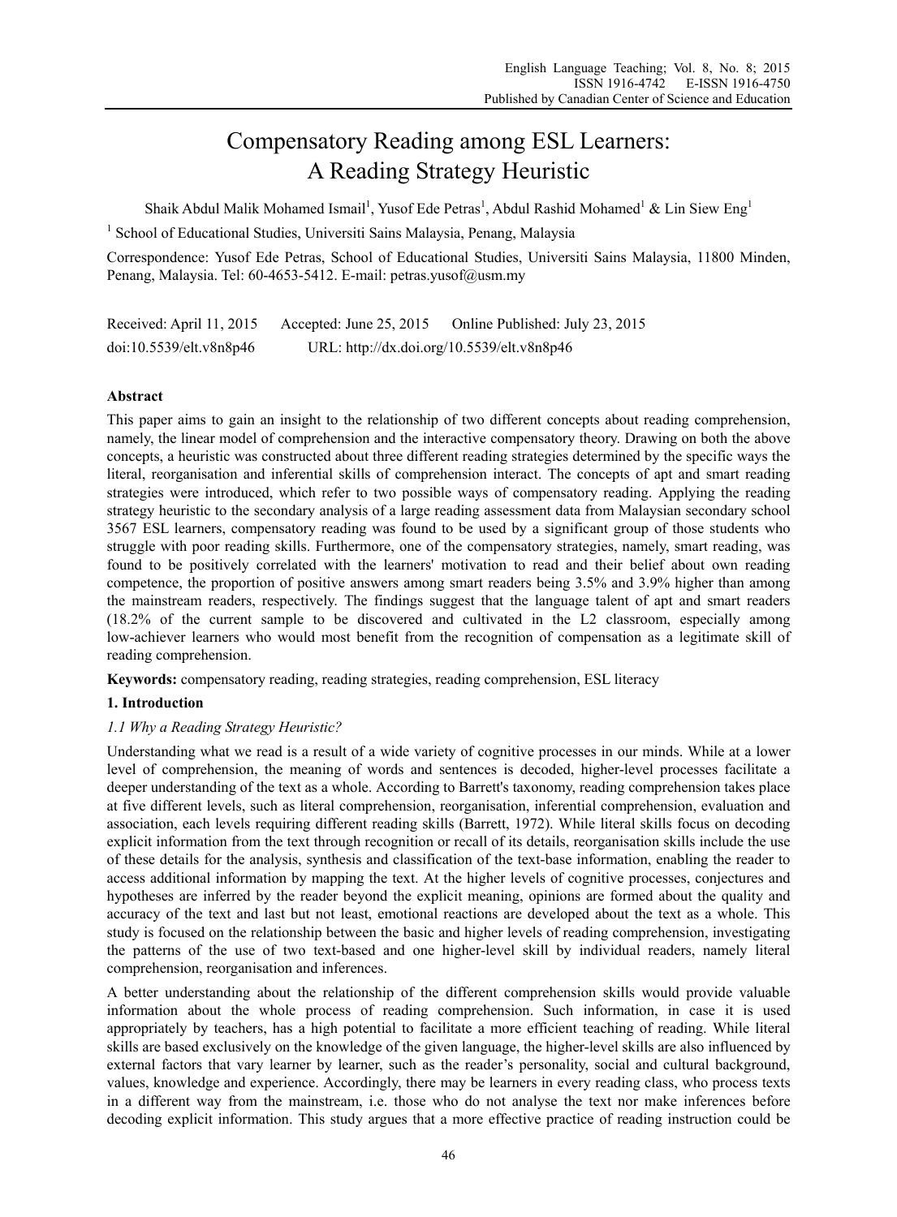# Compensatory Reading among ESL Learners: A Reading Strategy Heuristic

Shaik Abdul Malik Mohamed Ismail[1], Yusof Ede Petras[1], Abdul Rashid Mohamed[1] & Lin Siew Eng[1]

[1] School of Educational Studies, Universiti Sains Malaysia, Penang, Malaysia

Correspondence: Yusof Ede Petras, School of Educational Studies, Universiti Sains Malaysia, 11800 Minden, Penang, Malaysia. Tel: 60-4653-5412. E-mail: petras.yusof@usm.my

Received: April 11, 2015 Accepted: June 25, 2015 Online Published: July 23, 2015

doi:10.5539/elt.v8n8p46 URL: http://dx.doi.org/10.5539/elt.v8n8p46

**Abstract**

This paper aims to gain an insight to the relationship of two different concepts about reading comprehension, namely, the linear model of comprehension and the interactive compensatory theory. Drawing on both the above concepts, a heuristic was constructed about three different reading strategies determined by the specific ways the literal, reorganisation and inferential skills of comprehension interact. The concepts of apt and smart reading strategies were introduced, which refer to two possible ways of compensatory reading. Applying the reading strategy heuristic to the secondary analysis of a large reading assessment data from Malaysian secondary school 3567 ESL learners, compensatory reading was found to be used by a significant group of those students who struggle with poor reading skills. Furthermore, one of the compensatory strategies, namely, smart reading, was found to be positively correlated with the learners' motivation to read and their belief about own reading competence, the proportion of positive answers among smart readers being 3.5% and 3.9% higher than among the mainstream readers, respectively. The findings suggest that the language talent of apt and smart readers (18.2% of the current sample to be discovered and cultivated in the L2 classroom, especially among low-achiever learners who would most benefit from the recognition of compensation as a legitimate skill of reading comprehension.

**Keywords:** compensatory reading, reading strategies, reading comprehension, ESL literacy

## 1. Introduction

### *1.1 Why a Reading Strategy Heuristic?*

Understanding what we read is a result of a wide variety of cognitive processes in our minds. While at a lower level of comprehension, the meaning of words and sentences is decoded, higher-level processes facilitate a deeper understanding of the text as a whole. According to Barrett's taxonomy, reading comprehension takes place at five different levels, such as literal comprehension, reorganisation, inferential comprehension, evaluation and association, each levels requiring different reading skills (Barrett, 1972). While literal skills focus on decoding explicit information from the text through recognition or recall of its details, reorganisation skills include the use of these details for the analysis, synthesis and classification of the text-base information, enabling the reader to access additional information by mapping the text. At the higher levels of cognitive processes, conjectures and hypotheses are inferred by the reader beyond the explicit meaning, opinions are formed about the quality and accuracy of the text and last but not least, emotional reactions are developed about the text as a whole. This study is focused on the relationship between the basic and higher levels of reading comprehension, investigating the patterns of the use of two text-based and one higher-level skill by individual readers, namely literal comprehension, reorganisation and inferences.

A better understanding about the relationship of the different comprehension skills would provide valuable information about the whole process of reading comprehension. Such information, in case it is used appropriately by teachers, has a high potential to facilitate a more efficient teaching of reading. While literal skills are based exclusively on the knowledge of the given language, the higher-level skills are also influenced by external factors that vary learner by learner, such as the reader's personality, social and cultural background, values, knowledge and experience. Accordingly, there may be learners in every reading class, who process texts in a different way from the mainstream, i.e. those who do not analyse the text nor make inferences before decoding explicit information. This study argues that a more effective practice of reading instruction could be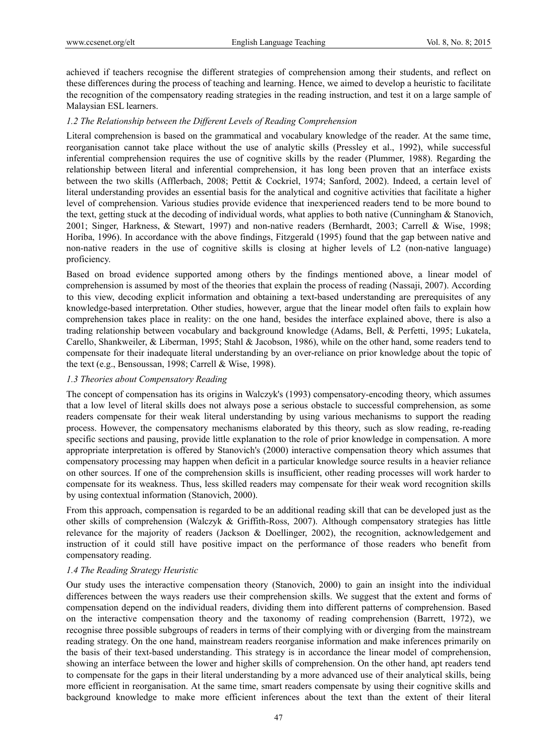achieved if teachers recognise the different strategies of comprehension among their students, and reflect on these differences during the process of teaching and learning. Hence, we aimed to develop a heuristic to facilitate the recognition of the compensatory reading strategies in the reading instruction, and test it on a large sample of Malaysian ESL learners.

### *1.2 The Relationship between the Different Levels of Reading Comprehension*

Literal comprehension is based on the grammatical and vocabulary knowledge of the reader. At the same time, reorganisation cannot take place without the use of analytic skills (Pressley et al., 1992), while successful inferential comprehension requires the use of cognitive skills by the reader (Plummer, 1988). Regarding the relationship between literal and inferential comprehension, it has long been proven that an interface exists between the two skills (Afflerbach, 2008; Pettit & Cockriel, 1974; Sanford, 2002). Indeed, a certain level of literal understanding provides an essential basis for the analytical and cognitive activities that facilitate a higher level of comprehension. Various studies provide evidence that inexperienced readers tend to be more bound to the text, getting stuck at the decoding of individual words, what applies to both native (Cunningham & Stanovich, 2001; Singer, Harkness, & Stewart, 1997) and non-native readers (Bernhardt, 2003; Carrell & Wise, 1998; Horiba, 1996). In accordance with the above findings, Fitzgerald (1995) found that the gap between native and non-native readers in the use of cognitive skills is closing at higher levels of L2 (non-native language) proficiency.

Based on broad evidence supported among others by the findings mentioned above, a linear model of comprehension is assumed by most of the theories that explain the process of reading (Nassaji, 2007). According to this view, decoding explicit information and obtaining a text-based understanding are prerequisites of any knowledge-based interpretation. Other studies, however, argue that the linear model often fails to explain how comprehension takes place in reality: on the one hand, besides the interface explained above, there is also a trading relationship between vocabulary and background knowledge (Adams, Bell, & Perfetti, 1995; Lukatela, Carello, Shankweiler, & Liberman, 1995; Stahl & Jacobson, 1986), while on the other hand, some readers tend to compensate for their inadequate literal understanding by an over-reliance on prior knowledge about the topic of the text (e.g., Bensoussan, 1998; Carrell & Wise, 1998).

### *1.3 Theories about Compensatory Reading*

The concept of compensation has its origins in Walczyk's (1993) compensatory-encoding theory, which assumes that a low level of literal skills does not always pose a serious obstacle to successful comprehension, as some readers compensate for their weak literal understanding by using various mechanisms to support the reading process. However, the compensatory mechanisms elaborated by this theory, such as slow reading, re-reading specific sections and pausing, provide little explanation to the role of prior knowledge in compensation. A more appropriate interpretation is offered by Stanovich's (2000) interactive compensation theory which assumes that compensatory processing may happen when deficit in a particular knowledge source results in a heavier reliance on other sources. If one of the comprehension skills is insufficient, other reading processes will work harder to compensate for its weakness. Thus, less skilled readers may compensate for their weak word recognition skills by using contextual information (Stanovich, 2000).

From this approach, compensation is regarded to be an additional reading skill that can be developed just as the other skills of comprehension (Walczyk & Griffith-Ross, 2007). Although compensatory strategies has little relevance for the majority of readers (Jackson & Doellinger, 2002), the recognition, acknowledgement and instruction of it could still have positive impact on the performance of those readers who benefit from compensatory reading.

### *1.4 The Reading Strategy Heuristic*

Our study uses the interactive compensation theory (Stanovich, 2000) to gain an insight into the individual differences between the ways readers use their comprehension skills. We suggest that the extent and forms of compensation depend on the individual readers, dividing them into different patterns of comprehension. Based on the interactive compensation theory and the taxonomy of reading comprehension (Barrett, 1972), we recognise three possible subgroups of readers in terms of their complying with or diverging from the mainstream reading strategy. On the one hand, mainstream readers reorganise information and make inferences primarily on the basis of their text-based understanding. This strategy is in accordance the linear model of comprehension, showing an interface between the lower and higher skills of comprehension. On the other hand, apt readers tend to compensate for the gaps in their literal understanding by a more advanced use of their analytical skills, being more efficient in reorganisation. At the same time, smart readers compensate by using their cognitive skills and background knowledge to make more efficient inferences about the text than the extent of their literal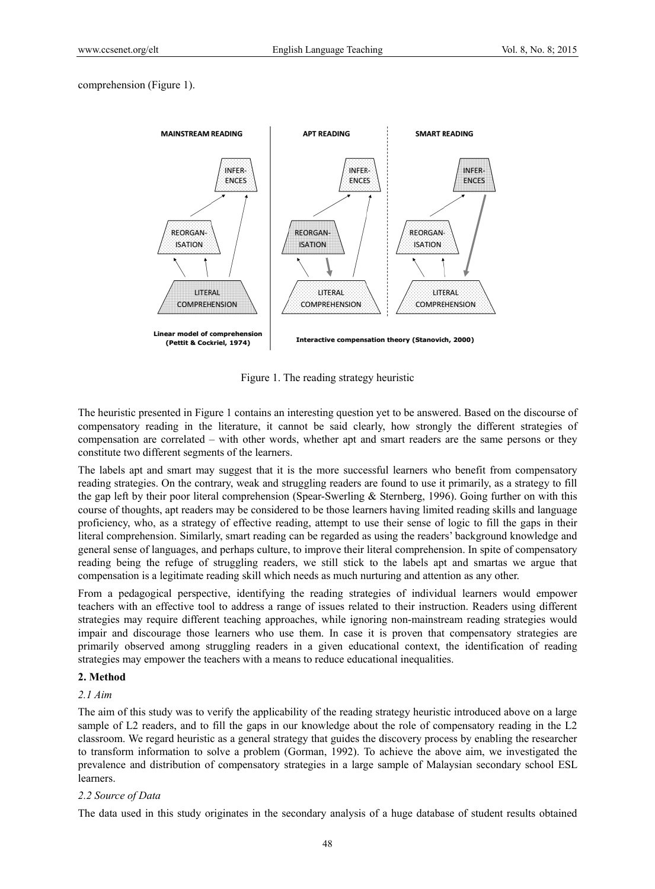comprehension (Figure 1).

MAINSTREAM READING

APT READING

SMART READING

INFER-ENCES

REORGAN-ISATION

LITERAL COMPREHENSION

INFER-ENCES

REORGAN-ISATION

LITERAL COMPREHENSION

INFER-ENCES

REORGAN-ISATION

LITERAL COMPREHENSION

Linear model of comprehension (Pettit & Cockriel, 1974)

Interactive compensation theory (Stanovich, 2000)

Figure 1. The reading strategy heuristic

The heuristic presented in Figure 1 contains an interesting question yet to be answered. Based on the discourse of compensatory reading in the literature, it cannot be said clearly, how strongly the different strategies of compensation are correlated – with other words, whether apt and smart readers are the same persons or they constitute two different segments of the learners.

The labels apt and smart may suggest that it is the more successful learners who benefit from compensatory reading strategies. On the contrary, weak and struggling readers are found to use it primarily, as a strategy to fill the gap left by their poor literal comprehension (Spear-Swerling & Sternberg, 1996). Going further on with this course of thoughts, apt readers may be considered to be those learners having limited reading skills and language proficiency, who, as a strategy of effective reading, attempt to use their sense of logic to fill the gaps in their literal comprehension. Similarly, smart reading can be regarded as using the readers' background knowledge and general sense of languages, and perhaps culture, to improve their literal comprehension. In spite of compensatory reading being the refuge of struggling readers, we still stick to the labels apt and smartas we argue that compensation is a legitimate reading skill which needs as much nurturing and attention as any other.

From a pedagogical perspective, identifying the reading strategies of individual learners would empower teachers with an effective tool to address a range of issues related to their instruction. Readers using different strategies may require different teaching approaches, while ignoring non-mainstream reading strategies would impair and discourage those learners who use them. In case it is proven that compensatory strategies are primarily observed among struggling readers in a given educational context, the identification of reading strategies may empower the teachers with a means to reduce educational inequalities.

## 2. Method

### *2.1 Aim*

The aim of this study was to verify the applicability of the reading strategy heuristic introduced above on a large sample of L2 readers, and to fill the gaps in our knowledge about the role of compensatory reading in the L2 classroom. We regard heuristic as a general strategy that guides the discovery process by enabling the researcher to transform information to solve a problem (Gorman, 1992). To achieve the above aim, we investigated the prevalence and distribution of compensatory strategies in a large sample of Malaysian secondary school ESL learners.

### *2.2 Source of Data*

The data used in this study originates in the secondary analysis of a huge database of student results obtained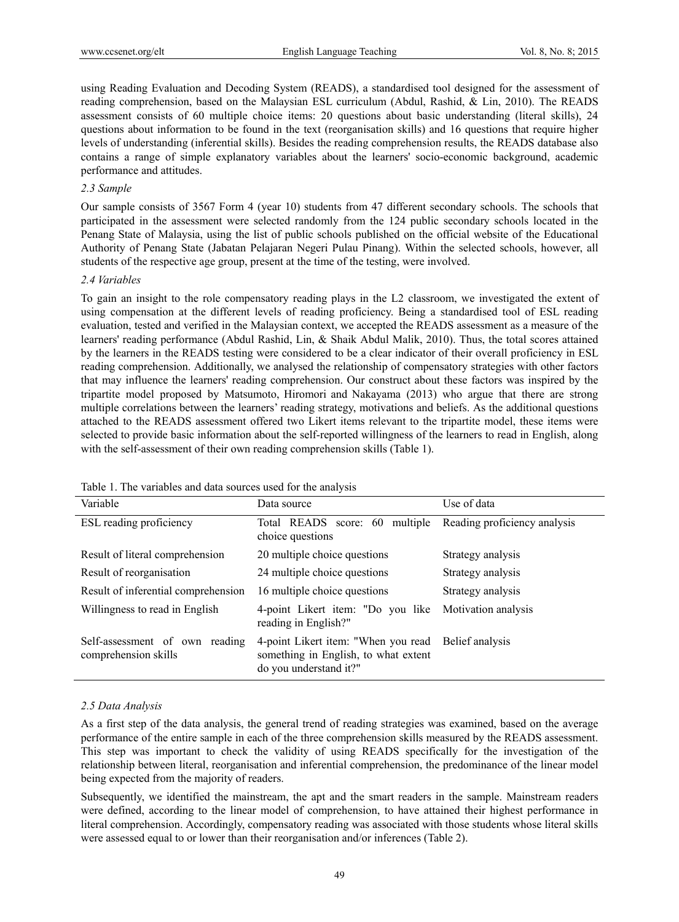using Reading Evaluation and Decoding System (READS), a standardised tool designed for the assessment of reading comprehension, based on the Malaysian ESL curriculum (Abdul, Rashid, & Lin, 2010). The READS assessment consists of 60 multiple choice items: 20 questions about basic understanding (literal skills), 24 questions about information to be found in the text (reorganisation skills) and 16 questions that require higher levels of understanding (inferential skills). Besides the reading comprehension results, the READS database also contains a range of simple explanatory variables about the learners' socio-economic background, academic performance and attitudes.

### *2.3 Sample*

Our sample consists of 3567 Form 4 (year 10) students from 47 different secondary schools. The schools that participated in the assessment were selected randomly from the 124 public secondary schools located in the Penang State of Malaysia, using the list of public schools published on the official website of the Educational Authority of Penang State (Jabatan Pelajaran Negeri Pulau Pinang). Within the selected schools, however, all students of the respective age group, present at the time of the testing, were involved.

### *2.4 Variables*

To gain an insight to the role compensatory reading plays in the L2 classroom, we investigated the extent of using compensation at the different levels of reading proficiency. Being a standardised tool of ESL reading evaluation, tested and verified in the Malaysian context, we accepted the READS assessment as a measure of the learners' reading performance (Abdul Rashid, Lin, & Shaik Abdul Malik, 2010). Thus, the total scores attained by the learners in the READS testing were considered to be a clear indicator of their overall proficiency in ESL reading comprehension. Additionally, we analysed the relationship of compensatory strategies with other factors that may influence the learners' reading comprehension. Our construct about these factors was inspired by the tripartite model proposed by Matsumoto, Hiromori and Nakayama (2013) who argue that there are strong multiple correlations between the learners' reading strategy, motivations and beliefs. As the additional questions attached to the READS assessment offered two Likert items relevant to the tripartite model, these items were selected to provide basic information about the self-reported willingness of the learners to read in English, along with the self-assessment of their own reading comprehension skills (Table 1).

Table 1. The variables and data sources used for the analysis

| Variable | Data source | Use of data |
|---|---|---|
| ESL reading proficiency | Total READS score: 60 multiple choice questions | Reading proficiency analysis |
| Result of literal comprehension | 20 multiple choice questions | Strategy analysis |
| Result of reorganisation | 24 multiple choice questions | Strategy analysis |
| Result of inferential comprehension | 16 multiple choice questions | Strategy analysis |
| Willingness to read in English | 4-point Likert item: "Do you like reading in English?" | Motivation analysis |
| Self-assessment of own reading comprehension skills | 4-point Likert item: "When you read something in English, to what extent do you understand it?" | Belief analysis |

### *2.5 Data Analysis*

As a first step of the data analysis, the general trend of reading strategies was examined, based on the average performance of the entire sample in each of the three comprehension skills measured by the READS assessment. This step was important to check the validity of using READS specifically for the investigation of the relationship between literal, reorganisation and inferential comprehension, the predominance of the linear model being expected from the majority of readers.

Subsequently, we identified the mainstream, the apt and the smart readers in the sample. Mainstream readers were defined, according to the linear model of comprehension, to have attained their highest performance in literal comprehension. Accordingly, compensatory reading was associated with those students whose literal skills were assessed equal to or lower than their reorganisation and/or inferences (Table 2).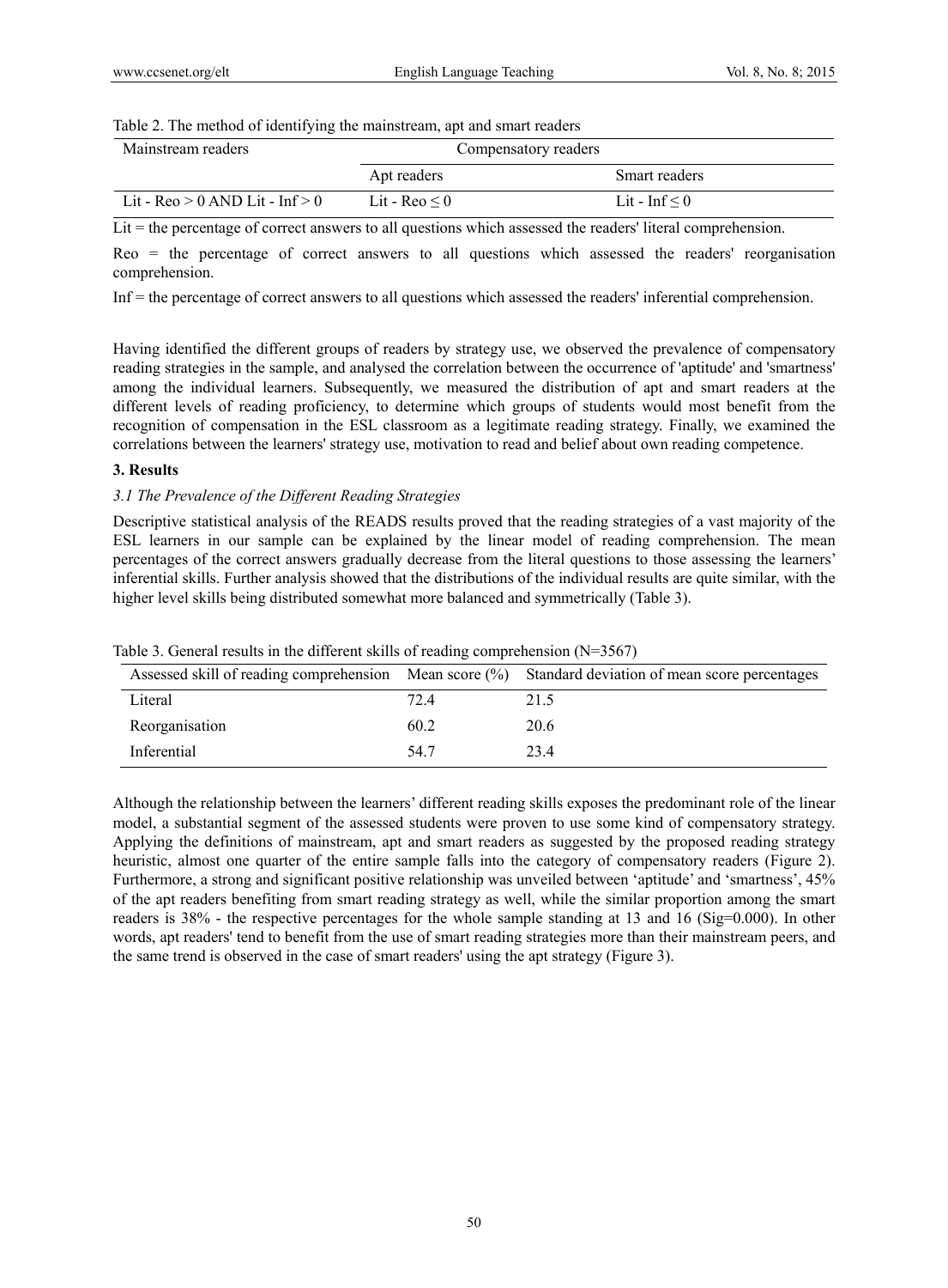Table 2. The method of identifying the mainstream, apt and smart readers

| Mainstream readers | Compensatory readers | |
|---|---|---|
| | Apt readers | Smart readers |
| Lit - Reo > 0 AND Lit - Inf > 0 | Lit - Reo ≤ 0 | Lit - Inf ≤ 0 |

Lit = the percentage of correct answers to all questions which assessed the readers' literal comprehension.

Reo = the percentage of correct answers to all questions which assessed the readers' reorganisation comprehension.

Inf = the percentage of correct answers to all questions which assessed the readers' inferential comprehension.

Having identified the different groups of readers by strategy use, we observed the prevalence of compensatory reading strategies in the sample, and analysed the correlation between the occurrence of 'aptitude' and 'smartness' among the individual learners. Subsequently, we measured the distribution of apt and smart readers at the different levels of reading proficiency, to determine which groups of students would most benefit from the recognition of compensation in the ESL classroom as a legitimate reading strategy. Finally, we examined the correlations between the learners' strategy use, motivation to read and belief about own reading competence.

## 3. Results

### *3.1 The Prevalence of the Different Reading Strategies*

Descriptive statistical analysis of the READS results proved that the reading strategies of a vast majority of the ESL learners in our sample can be explained by the linear model of reading comprehension. The mean percentages of the correct answers gradually decrease from the literal questions to those assessing the learners' inferential skills. Further analysis showed that the distributions of the individual results are quite similar, with the higher level skills being distributed somewhat more balanced and symmetrically (Table 3).

Table 3. General results in the different skills of reading comprehension (N=3567)

| Assessed skill of reading comprehension | Mean score (%) | Standard deviation of mean score percentages |
|---|---|---|
| Literal | 72.4 | 21.5 |
| Reorganisation | 60.2 | 20.6 |
| Inferential | 54.7 | 23.4 |

Although the relationship between the learners' different reading skills exposes the predominant role of the linear model, a substantial segment of the assessed students were proven to use some kind of compensatory strategy. Applying the definitions of mainstream, apt and smart readers as suggested by the proposed reading strategy heuristic, almost one quarter of the entire sample falls into the category of compensatory readers (Figure 2). Furthermore, a strong and significant positive relationship was unveiled between 'aptitude' and 'smartness', 45% of the apt readers benefiting from smart reading strategy as well, while the similar proportion among the smart readers is 38% - the respective percentages for the whole sample standing at 13 and 16 (Sig=0.000). In other words, apt readers' tend to benefit from the use of smart reading strategies more than their mainstream peers, and the same trend is observed in the case of smart readers' using the apt strategy (Figure 3).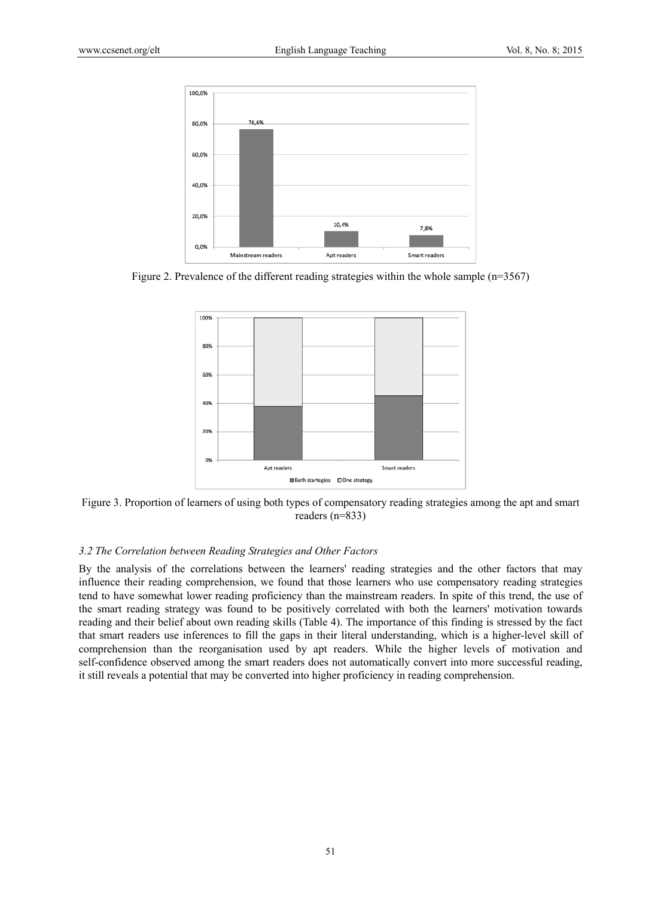100,0%
80,0%
60,0%
40,0%
20,0%
0,0%

76,6%
10,4%
7,8%

Mainstream readers
Apt readers
Smart readers

Figure 2. Prevalence of the different reading strategies within the whole sample (n=3567)

100%
80%
60%
40%
20%
0%

Apt readers
Smart readers

Both startegies
One strategy

Figure 3. Proportion of learners of using both types of compensatory reading strategies among the apt and smart readers (n=833)

### *3.2 The Correlation between Reading Strategies and Other Factors*

By the analysis of the correlations between the learners' reading strategies and the other factors that may influence their reading comprehension, we found that those learners who use compensatory reading strategies tend to have somewhat lower reading proficiency than the mainstream readers. In spite of this trend, the use of the smart reading strategy was found to be positively correlated with both the learners' motivation towards reading and their belief about own reading skills (Table 4). The importance of this finding is stressed by the fact that smart readers use inferences to fill the gaps in their literal understanding, which is a higher-level skill of comprehension than the reorganisation used by apt readers. While the higher levels of motivation and self-confidence observed among the smart readers does not automatically convert into more successful reading, it still reveals a potential that may be converted into higher proficiency in reading comprehension.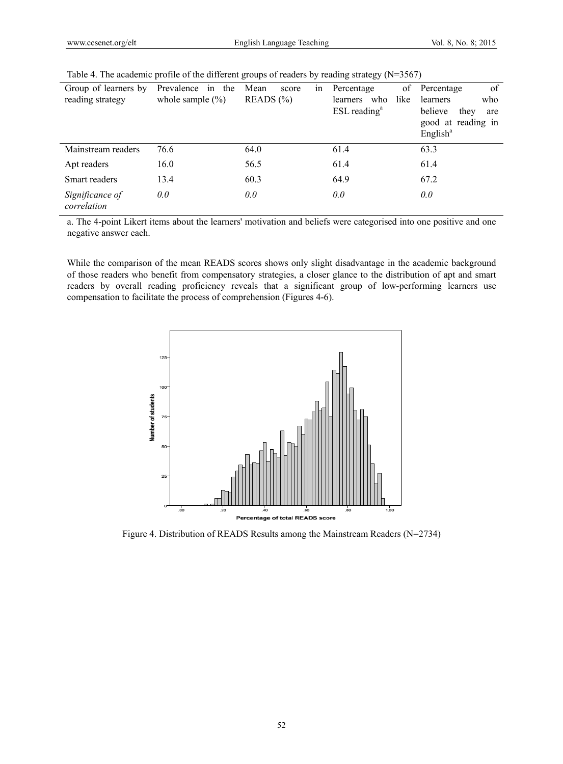Table 4. The academic profile of the different groups of readers by reading strategy (N=3567)

| Group of learners by reading strategy | Prevalence in the whole sample (%) | Mean score in READS (%) | Percentage of learners who like ESL reading[a] | Percentage of learners who believe they are good at reading in English[a] |
|---|---|---|---|---|
| Mainstream readers | 76.6 | 64.0 | 61.4 | 63.3 |
| Apt readers | 16.0 | 56.5 | 61.4 | 61.4 |
| Smart readers | 13.4 | 60.3 | 64.9 | 67.2 |
| *Significance of correlation* | *0.0* | *0.0* | *0.0* | *0.0* |

a. The 4-point Likert items about the learners' motivation and beliefs were categorised into one positive and one negative answer each.

While the comparison of the mean READS scores shows only slight disadvantage in the academic background of those readers who benefit from compensatory strategies, a closer glance to the distribution of apt and smart readers by overall reading proficiency reveals that a significant group of low-performing learners use compensation to facilitate the process of comprehension (Figures 4-6).

Number of students

125
100
75
50
25
0

.00 .20 .40 .60 .80 1.00

Percentage of total READS score

Figure 4. Distribution of READS Results among the Mainstream Readers (N=2734)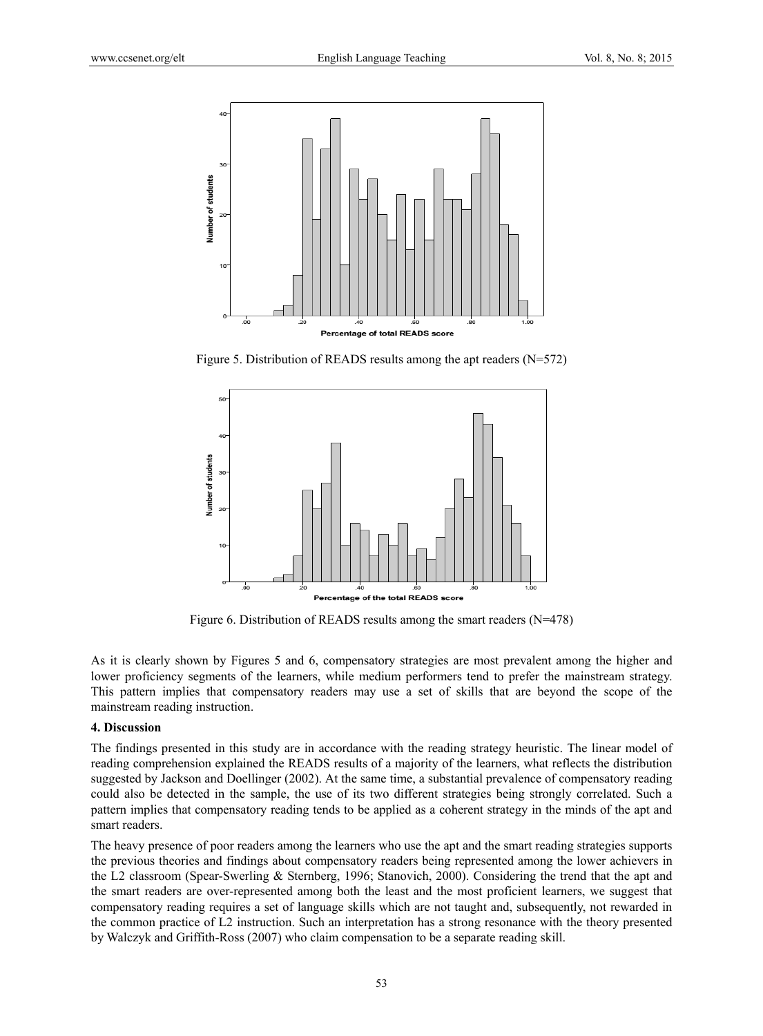Figure 5. Distribution of READS results among the apt readers (N=572)

Figure 6. Distribution of READS results among the smart readers (N=478)

As it is clearly shown by Figures 5 and 6, compensatory strategies are most prevalent among the higher and lower proficiency segments of the learners, while medium performers tend to prefer the mainstream strategy. This pattern implies that compensatory readers may use a set of skills that are beyond the scope of the mainstream reading instruction.

## 4. Discussion

The findings presented in this study are in accordance with the reading strategy heuristic. The linear model of reading comprehension explained the READS results of a majority of the learners, what reflects the distribution suggested by Jackson and Doellinger (2002). At the same time, a substantial prevalence of compensatory reading could also be detected in the sample, the use of its two different strategies being strongly correlated. Such a pattern implies that compensatory reading tends to be applied as a coherent strategy in the minds of the apt and smart readers.

The heavy presence of poor readers among the learners who use the apt and the smart reading strategies supports the previous theories and findings about compensatory readers being represented among the lower achievers in the L2 classroom (Spear-Swerling & Sternberg, 1996; Stanovich, 2000). Considering the trend that the apt and the smart readers are over-represented among both the least and the most proficient learners, we suggest that compensatory reading requires a set of language skills which are not taught and, subsequently, not rewarded in the common practice of L2 instruction. Such an interpretation has a strong resonance with the theory presented by Walczyk and Griffith-Ross (2007) who claim compensation to be a separate reading skill.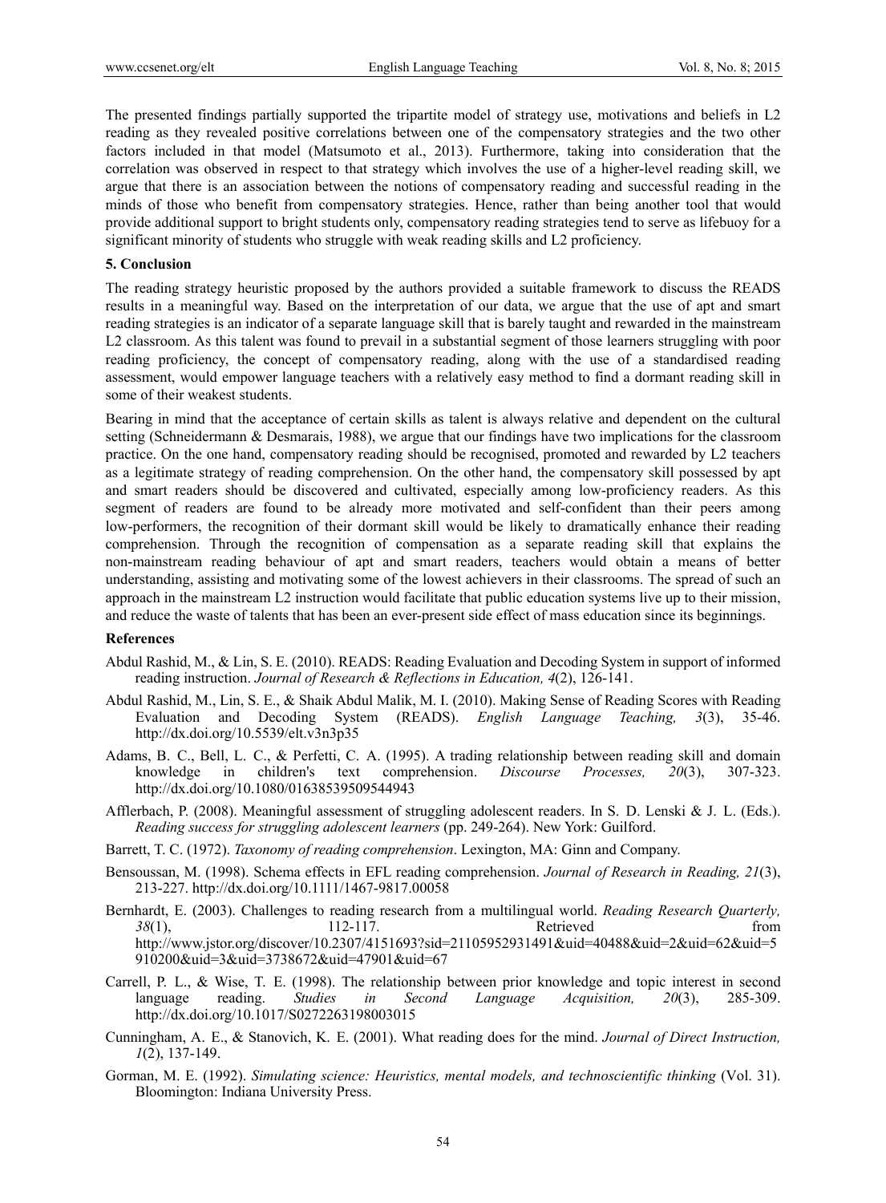The presented findings partially supported the tripartite model of strategy use, motivations and beliefs in L2 reading as they revealed positive correlations between one of the compensatory strategies and the two other factors included in that model (Matsumoto et al., 2013). Furthermore, taking into consideration that the correlation was observed in respect to that strategy which involves the use of a higher-level reading skill, we argue that there is an association between the notions of compensatory reading and successful reading in the minds of those who benefit from compensatory strategies. Hence, rather than being another tool that would provide additional support to bright students only, compensatory reading strategies tend to serve as lifebuoy for a significant minority of students who struggle with weak reading skills and L2 proficiency.

## 5. Conclusion

The reading strategy heuristic proposed by the authors provided a suitable framework to discuss the READS results in a meaningful way. Based on the interpretation of our data, we argue that the use of apt and smart reading strategies is an indicator of a separate language skill that is barely taught and rewarded in the mainstream L2 classroom. As this talent was found to prevail in a substantial segment of those learners struggling with poor reading proficiency, the concept of compensatory reading, along with the use of a standardised reading assessment, would empower language teachers with a relatively easy method to find a dormant reading skill in some of their weakest students.

Bearing in mind that the acceptance of certain skills as talent is always relative and dependent on the cultural setting (Schneidermann & Desmarais, 1988), we argue that our findings have two implications for the classroom practice. On the one hand, compensatory reading should be recognised, promoted and rewarded by L2 teachers as a legitimate strategy of reading comprehension. On the other hand, the compensatory skill possessed by apt and smart readers should be discovered and cultivated, especially among low-proficiency readers. As this segment of readers are found to be already more motivated and self-confident than their peers among low-performers, the recognition of their dormant skill would be likely to dramatically enhance their reading comprehension. Through the recognition of compensation as a separate reading skill that explains the non-mainstream reading behaviour of apt and smart readers, teachers would obtain a means of better understanding, assisting and motivating some of the lowest achievers in their classrooms. The spread of such an approach in the mainstream L2 instruction would facilitate that public education systems live up to their mission, and reduce the waste of talents that has been an ever-present side effect of mass education since its beginnings.

## References

Abdul Rashid, M., & Lin, S. E. (2010). READS: Reading Evaluation and Decoding System in support of informed reading instruction. *Journal of Research & Reflections in Education, 4*(2), 126-141.

Abdul Rashid, M., Lin, S. E., & Shaik Abdul Malik, M. I. (2010). Making Sense of Reading Scores with Reading Evaluation and Decoding System (READS). *English Language Teaching, 3*(3), 35-46. http://dx.doi.org/10.5539/elt.v3n3p35

Adams, B. C., Bell, L. C., & Perfetti, C. A. (1995). A trading relationship between reading skill and domain knowledge in children's text comprehension. *Discourse Processes, 20*(3), 307-323. http://dx.doi.org/10.1080/01638539509544943

Afflerbach, P. (2008). Meaningful assessment of struggling adolescent readers. In S. D. Lenski & J. L. (Eds.). *Reading success for struggling adolescent learners* (pp. 249-264). New York: Guilford.

Barrett, T. C. (1972). *Taxonomy of reading comprehension*. Lexington, MA: Ginn and Company.

Bensoussan, M. (1998). Schema effects in EFL reading comprehension. *Journal of Research in Reading, 21*(3), 213-227. http://dx.doi.org/10.1111/1467-9817.00058

Bernhardt, E. (2003). Challenges to reading research from a multilingual world. *Reading Research Quarterly, 38*(1), 112-117. Retrieved from http://www.jstor.org/discover/10.2307/4151693?sid=21105952931491&uid=40488&uid=2&uid=62&uid=5910200&uid=3&uid=3738672&uid=47901&uid=67

Carrell, P. L., & Wise, T. E. (1998). The relationship between prior knowledge and topic interest in second language reading. *Studies in Second Language Acquisition, 20*(3), 285-309. http://dx.doi.org/10.1017/S0272263198003015

Cunningham, A. E., & Stanovich, K. E. (2001). What reading does for the mind. *Journal of Direct Instruction, 1*(2), 137-149.

Gorman, M. E. (1992). *Simulating science: Heuristics, mental models, and technoscientific thinking* (Vol. 31). Bloomington: Indiana University Press.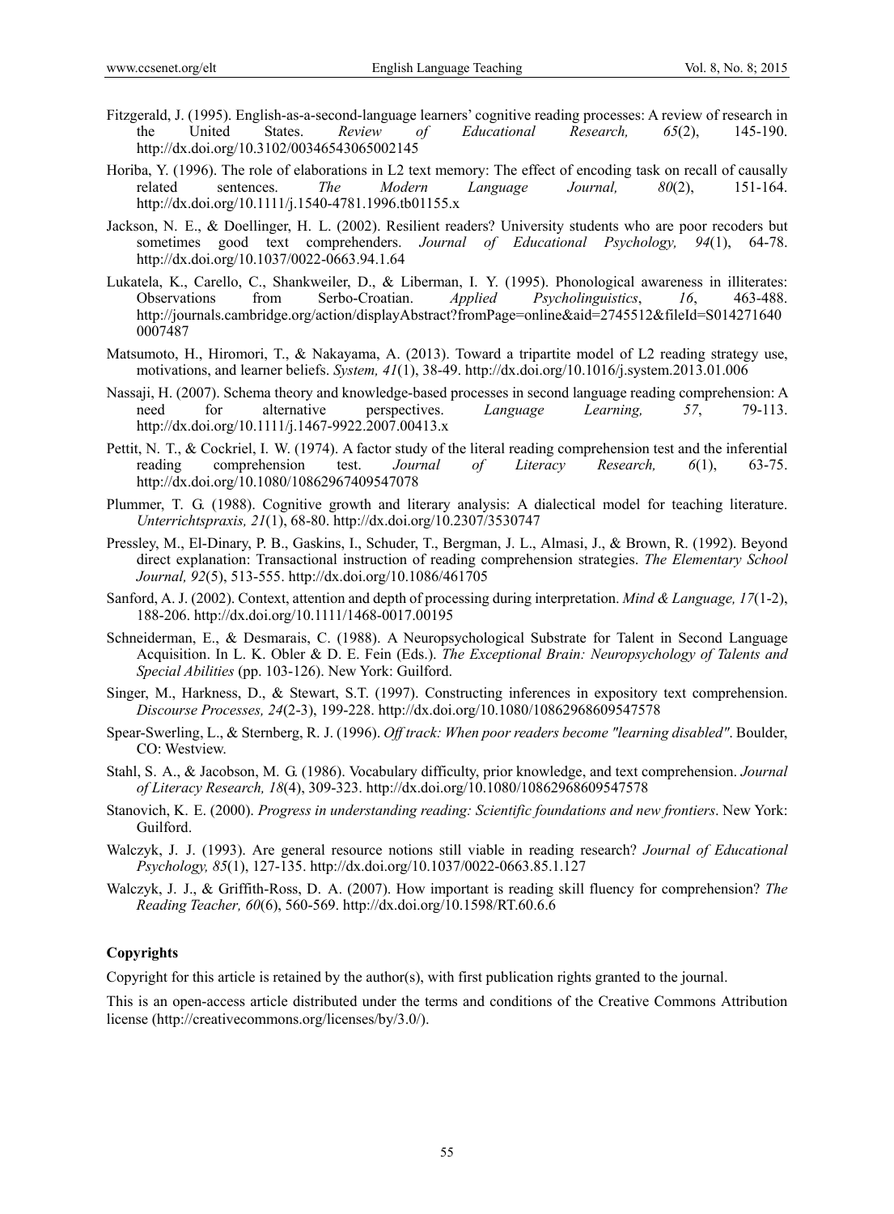Fitzgerald, J. (1995). English-as-a-second-language learners' cognitive reading processes: A review of research in the United States. *Review of Educational Research, 65*(2), 145-190. http://dx.doi.org/10.3102/00346543065002145

Horiba, Y. (1996). The role of elaborations in L2 text memory: The effect of encoding task on recall of causally related sentences. *The Modern Language Journal, 80*(2), 151-164. http://dx.doi.org/10.1111/j.1540-4781.1996.tb01155.x

Jackson, N. E., & Doellinger, H. L. (2002). Resilient readers? University students who are poor recoders but sometimes good text comprehenders. *Journal of Educational Psychology, 94*(1), 64-78. http://dx.doi.org/10.1037/0022-0663.94.1.64

Lukatela, K., Carello, C., Shankweiler, D., & Liberman, I. Y. (1995). Phonological awareness in illiterates: Observations from Serbo-Croatian. *Applied Psycholinguistics*, *16*, 463-488. http://journals.cambridge.org/action/displayAbstract?fromPage=online&aid=2745512&fileId=S0142716400007487

Matsumoto, H., Hiromori, T., & Nakayama, A. (2013). Toward a tripartite model of L2 reading strategy use, motivations, and learner beliefs. *System, 41*(1), 38-49. http://dx.doi.org/10.1016/j.system.2013.01.006

Nassaji, H. (2007). Schema theory and knowledge-based processes in second language reading comprehension: A need for alternative perspectives. *Language Learning, 57*, 79-113. http://dx.doi.org/10.1111/j.1467-9922.2007.00413.x

Pettit, N. T., & Cockriel, I. W. (1974). A factor study of the literal reading comprehension test and the inferential reading comprehension test. *Journal of Literacy Research, 6*(1), 63-75. http://dx.doi.org/10.1080/10862967409547078

Plummer, T. G. (1988). Cognitive growth and literary analysis: A dialectical model for teaching literature. *Unterrichtspraxis, 21*(1), 68-80. http://dx.doi.org/10.2307/3530747

Pressley, M., El-Dinary, P. B., Gaskins, I., Schuder, T., Bergman, J. L., Almasi, J., & Brown, R. (1992). Beyond direct explanation: Transactional instruction of reading comprehension strategies. *The Elementary School Journal, 92*(5), 513-555. http://dx.doi.org/10.1086/461705

Sanford, A. J. (2002). Context, attention and depth of processing during interpretation. *Mind & Language, 17*(1-2), 188-206. http://dx.doi.org/10.1111/1468-0017.00195

Schneiderman, E., & Desmarais, C. (1988). A Neuropsychological Substrate for Talent in Second Language Acquisition. In L. K. Obler & D. E. Fein (Eds.). *The Exceptional Brain: Neuropsychology of Talents and Special Abilities* (pp. 103-126). New York: Guilford.

Singer, M., Harkness, D., & Stewart, S.T. (1997). Constructing inferences in expository text comprehension. *Discourse Processes, 24*(2-3), 199-228. http://dx.doi.org/10.1080/10862968609547578

Spear-Swerling, L., & Sternberg, R. J. (1996). *Off track: When poor readers become "learning disabled"*. Boulder, CO: Westview.

Stahl, S. A., & Jacobson, M. G. (1986). Vocabulary difficulty, prior knowledge, and text comprehension. *Journal of Literacy Research, 18*(4), 309-323. http://dx.doi.org/10.1080/10862968609547578

Stanovich, K. E. (2000). *Progress in understanding reading: Scientific foundations and new frontiers*. New York: Guilford.

Walczyk, J. J. (1993). Are general resource notions still viable in reading research? *Journal of Educational Psychology, 85*(1), 127-135. http://dx.doi.org/10.1037/0022-0663.85.1.127

Walczyk, J. J., & Griffith-Ross, D. A. (2007). How important is reading skill fluency for comprehension? *The Reading Teacher, 60*(6), 560-569. http://dx.doi.org/10.1598/RT.60.6.6

**Copyrights**

Copyright for this article is retained by the author(s), with first publication rights granted to the journal.

This is an open-access article distributed under the terms and conditions of the Creative Commons Attribution license (http://creativecommons.org/licenses/by/3.0/).